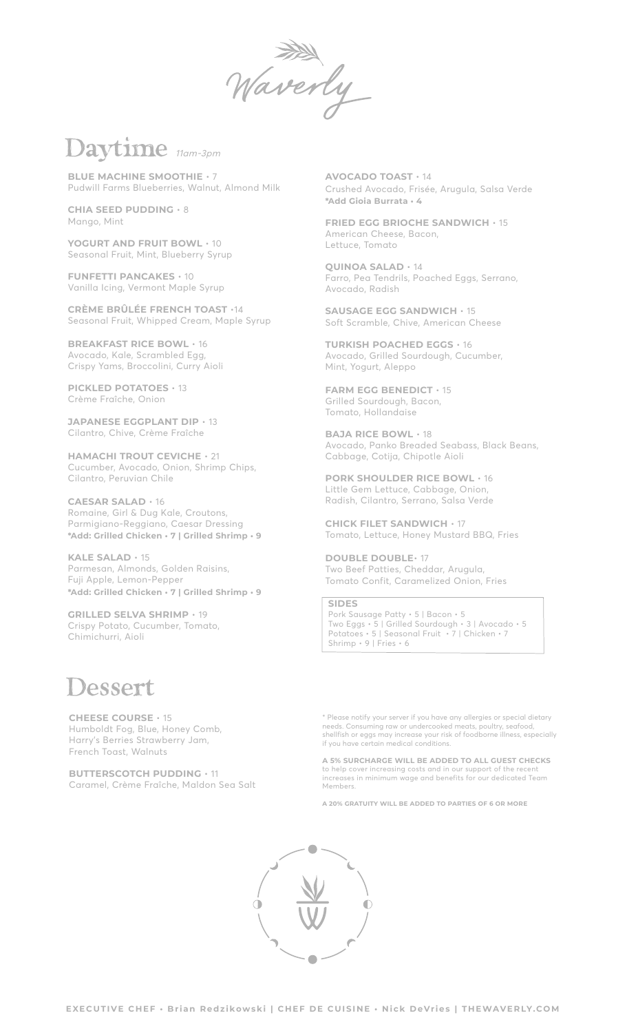# Waverly

## Daytime *11am-3pm*

**BLUE MACHINE SMOOTHIE** • 7
Pudwill Farms Blueberries, Walnut, Almond Milk

**CHIA SEED PUDDING** • 8
Mango, Mint

**YOGURT AND FRUIT BOWL** • 10
Seasonal Fruit, Mint, Blueberry Syrup

**FUNFETTI PANCAKES** • 10
Vanilla Icing, Vermont Maple Syrup

**CRÈME BRÛLÉE FRENCH TOAST** •14
Seasonal Fruit, Whipped Cream, Maple Syrup

**BREAKFAST RICE BOWL** • 16
Avocado, Kale, Scrambled Egg,
Crispy Yams, Broccolini, Curry Aioli

**PICKLED POTATOES** • 13
Crème Fraîche, Onion

**JAPANESE EGGPLANT DIP** • 13
Cilantro, Chive, Crème Fraîche

**HAMACHI TROUT CEVICHE** • 21
Cucumber, Avocado, Onion, Shrimp Chips,
Cilantro, Peruvian Chile

**CAESAR SALAD** • 16
Romaine, Girl & Dug Kale, Croutons,
Parmigiano-Reggiano, Caesar Dressing
**\*Add: Grilled Chicken • 7 | Grilled Shrimp • 9**

**KALE SALAD** • 15
Parmesan, Almonds, Golden Raisins,
Fuji Apple, Lemon-Pepper
**\*Add: Grilled Chicken • 7 | Grilled Shrimp • 9**

**GRILLED SELVA SHRIMP** • 19
Crispy Potato, Cucumber, Tomato,
Chimichurri, Aioli

**AVOCADO TOAST** • 14
Crushed Avocado, Frisée, Arugula, Salsa Verde
**\*Add Gioia Burrata • 4**

**FRIED EGG BRIOCHE SANDWICH** • 15
American Cheese, Bacon,
Lettuce, Tomato

**QUINOA SALAD** • 14
Farro, Pea Tendrils, Poached Eggs, Serrano,
Avocado, Radish

**SAUSAGE EGG SANDWICH** • 15
Soft Scramble, Chive, American Cheese

**TURKISH POACHED EGGS** • 16
Avocado, Grilled Sourdough, Cucumber,
Mint, Yogurt, Aleppo

**FARM EGG BENEDICT** • 15
Grilled Sourdough, Bacon,
Tomato, Hollandaise

**BAJA RICE BOWL** • 18
Avocado, Panko Breaded Seabass, Black Beans,
Cabbage, Cotija, Chipotle Aioli

**PORK SHOULDER RICE BOWL** • 16
Little Gem Lettuce, Cabbage, Onion,
Radish, Cilantro, Serrano, Salsa Verde

**CHICK FILET SANDWICH** • 17
Tomato, Lettuce, Honey Mustard BBQ, Fries

**DOUBLE DOUBLE**• 17
Two Beef Patties, Cheddar, Arugula,
Tomato Confit, Caramelized Onion, Fries

**SIDES**
Pork Sausage Patty • 5 | Bacon • 5
Two Eggs • 5 | Grilled Sourdough • 3 | Avocado • 5
Potatoes • 5 | Seasonal Fruit • 7 | Chicken • 7
Shrimp • 9 | Fries • 6

## Dessert

**CHEESE COURSE** • 15
Humboldt Fog, Blue, Honey Comb,
Harry's Berries Strawberry Jam,
French Toast, Walnuts

**BUTTERSCOTCH PUDDING** • 11
Caramel, Crème Fraîche, Maldon Sea Salt

\* Please notify your server if you have any allergies or special dietary needs. Consuming raw or undercooked meats, poultry, seafood, shellfish or eggs may increase your risk of foodborne illness, especially if you have certain medical conditions.

**A 5% SURCHARGE WILL BE ADDED TO ALL GUEST CHECKS** to help cover increasing costs and in our support of the recent increases in minimum wage and benefits for our dedicated Team Members.

**A 20% GRATUITY WILL BE ADDED TO PARTIES OF 6 OR MORE**

**EXECUTIVE CHEF • Brian Redzikowski | CHEF DE CUISINE • Nick DeVries | THEWAVERLY.COM**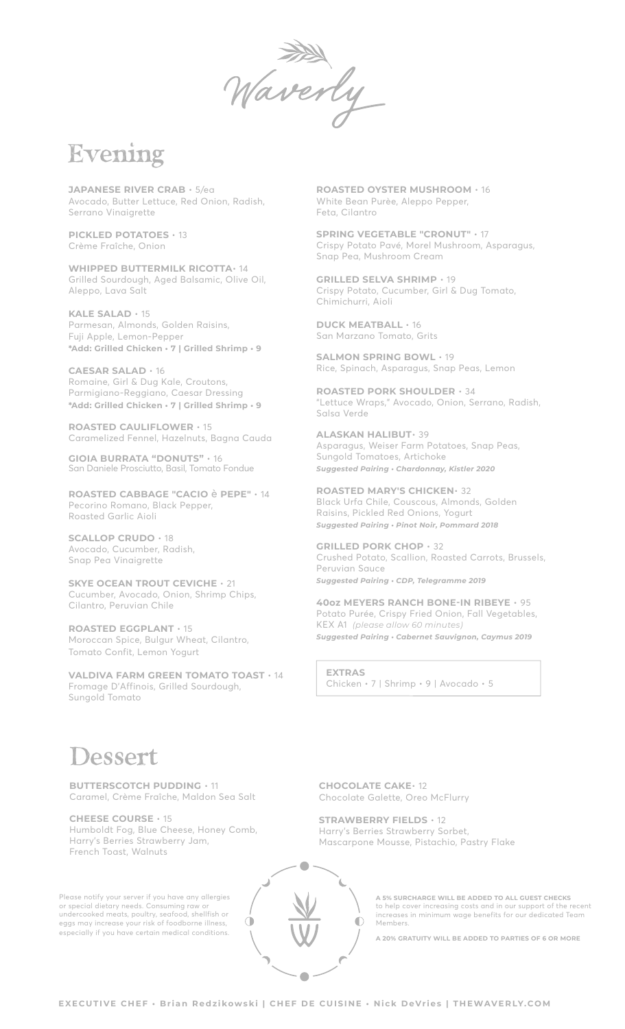# Waverly

## Evening

**JAPANESE RIVER CRAB** • 5/ea
Avocado, Butter Lettuce, Red Onion, Radish, Serrano Vinaigrette

**PICKLED POTATOES** • 13
Crème Fraîche, Onion

**WHIPPED BUTTERMILK RICOTTA**• 14
Grilled Sourdough, Aged Balsamic, Olive Oil, Aleppo, Lava Salt

**KALE SALAD** • 15
Parmesan, Almonds, Golden Raisins, Fuji Apple, Lemon-Pepper
***Add: Grilled Chicken • 7 | Grilled Shrimp • 9**

**CAESAR SALAD** • 16
Romaine, Girl & Dug Kale, Croutons, Parmigiano-Reggiano, Caesar Dressing
***Add: Grilled Chicken • 7 | Grilled Shrimp • 9**

**ROASTED CAULIFLOWER** • 15
Caramelized Fennel, Hazelnuts, Bagna Cauda

**GIOIA BURRATA "DONUTS"** • 16
San Daniele Prosciutto, Basil, Tomato Fondue

**ROASTED CABBAGE "CACIO è PEPE"** • 14
Pecorino Romano, Black Pepper, Roasted Garlic Aioli

**SCALLOP CRUDO** • 18
Avocado, Cucumber, Radish, Snap Pea Vinaigrette

**SKYE OCEAN TROUT CEVICHE** • 21
Cucumber, Avocado, Onion, Shrimp Chips, Cilantro, Peruvian Chile

**ROASTED EGGPLANT** • 15
Moroccan Spice, Bulgur Wheat, Cilantro, Tomato Confit, Lemon Yogurt

**VALDIVA FARM GREEN TOMATO TOAST** • 14
Fromage D'Affinois, Grilled Sourdough, Sungold Tomato

**ROASTED OYSTER MUSHROOM** • 16
White Bean Purée, Aleppo Pepper, Feta, Cilantro

**SPRING VEGETABLE "CRONUT"** • 17
Crispy Potato Pavé, Morel Mushroom, Asparagus, Snap Pea, Mushroom Cream

**GRILLED SELVA SHRIMP** • 19
Crispy Potato, Cucumber, Girl & Dug Tomato, Chimichurri, Aioli

**DUCK MEATBALL** • 16
San Marzano Tomato, Grits

**SALMON SPRING BOWL** • 19
Rice, Spinach, Asparagus, Snap Peas, Lemon

**ROASTED PORK SHOULDER** • 34
"Lettuce Wraps," Avocado, Onion, Serrano, Radish, Salsa Verde

**ALASKAN HALIBUT**• 39
Asparagus, Weiser Farm Potatoes, Snap Peas, Sungold Tomatoes, Artichoke
***Suggested Pairing • Chardonnay, Kistler 2020***

**ROASTED MARY'S CHICKEN**• 32
Black Urfa Chile, Couscous, Almonds, Golden Raisins, Pickled Red Onions, Yogurt
***Suggested Pairing • Pinot Noir, Pommard 2018***

**GRILLED PORK CHOP** • 32
Crushed Potato, Scallion, Roasted Carrots, Brussels, Peruvian Sauce
***Suggested Pairing • CDP, Telegramme 2019***

**40oz MEYERS RANCH BONE-IN RIBEYE** • 95
Potato Purée, Crispy Fried Onion, Fall Vegetables, KEX A1 *(please allow 60 minutes)*
***Suggested Pairing • Cabernet Sauvignon, Caymus 2019***

**EXTRAS**
Chicken • 7 | Shrimp • 9 | Avocado • 5

## Dessert

**BUTTERSCOTCH PUDDING** • 11
Caramel, Crème Fraîche, Maldon Sea Salt

**CHEESE COURSE** • 15
Humboldt Fog, Blue Cheese, Honey Comb, Harry's Berries Strawberry Jam, French Toast, Walnuts

**CHOCOLATE CAKE**• 12
Chocolate Galette, Oreo McFlurry

**STRAWBERRY FIELDS** • 12
Harry's Berries Strawberry Sorbet, Mascarpone Mousse, Pistachio, Pastry Flake

Please notify your server if you have any allergies or special dietary needs. Consuming raw or undercooked meats, poultry, seafood, shellfish or eggs may increase your risk of foodborne illness, especially if you have certain medical conditions.

**A 5% SURCHARGE WILL BE ADDED TO ALL GUEST CHECKS** to help cover increasing costs and in our support of the recent increases in minimum wage benefits for our dedicated Team Members.

**A 20% GRATUITY WILL BE ADDED TO PARTIES OF 6 OR MORE**

EXECUTIVE CHEF • Brian Redzikowski | CHEF DE CUISINE • Nick DeVries | THEWAVERLY.COM